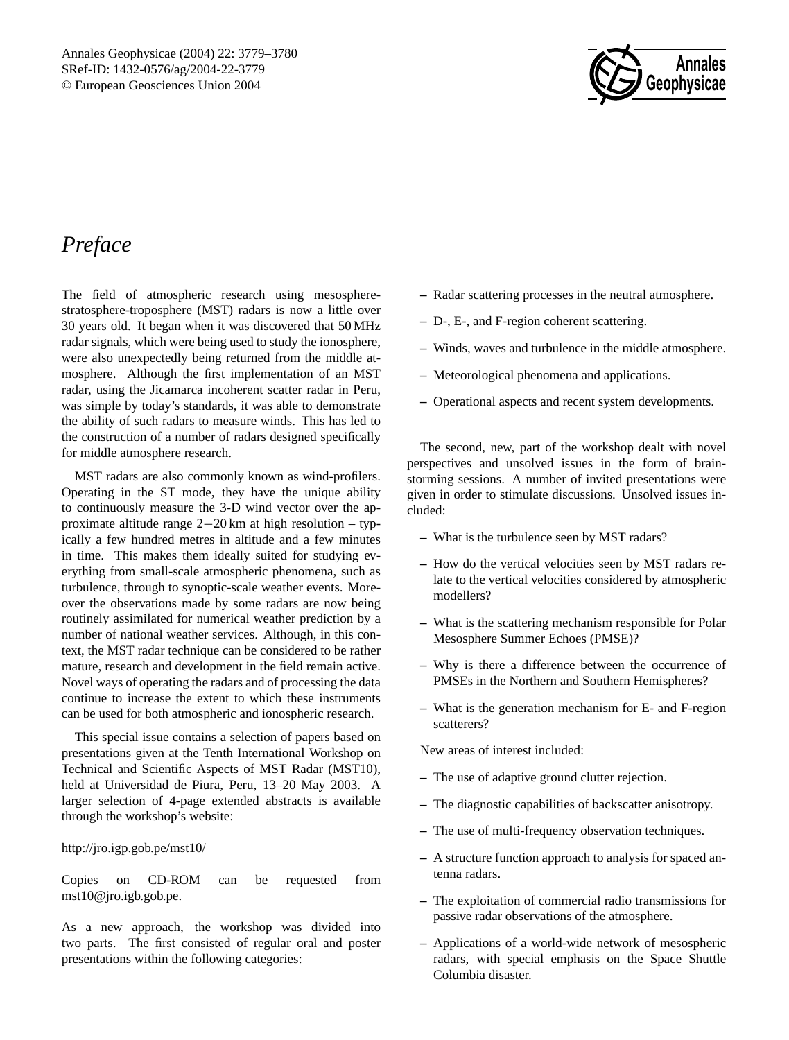# *Preface*

The field of atmospheric research using mesosphere-stratosphere-troposphere (MST) radars is now a little over 30 years old. It began when it was discovered that 50 MHz radar signals, which were being used to study the ionosphere, were also unexpectedly being returned from the middle atmosphere. Although the first implementation of an MST radar, using the Jicamarca incoherent scatter radar in Peru, was simple by today's standards, it was able to demonstrate the ability of such radars to measure winds. This has led to the construction of a number of radars designed specifically for middle atmosphere research.

MST radars are also commonly known as wind-profilers. Operating in the ST mode, they have the unique ability to continuously measure the 3-D wind vector over the approximate altitude range $2-20$ km at high resolution – typically a few hundred metres in altitude and a few minutes in time. This makes them ideally suited for studying everything from small-scale atmospheric phenomena, such as turbulence, through to synoptic-scale weather events. Moreover the observations made by some radars are now being routinely assimilated for numerical weather prediction by a number of national weather services. Although, in this context, the MST radar technique can be considered to be rather mature, research and development in the field remain active. Novel ways of operating the radars and of processing the data continue to increase the extent to which these instruments can be used for both atmospheric and ionospheric research.

This special issue contains a selection of papers based on presentations given at the Tenth International Workshop on Technical and Scientific Aspects of MST Radar (MST10), held at Universidad de Piura, Peru, 13–20 May 2003. A larger selection of 4-page extended abstracts is available through the workshop's website:

http://jro.igp.gob.pe/mst10/

Copies on CD-ROM can be requested from mst10@jro.igb.gob.pe.

As a new approach, the workshop was divided into two parts. The first consisted of regular oral and poster presentations within the following categories:

- Radar scattering processes in the neutral atmosphere.
- D-, E-, and F-region coherent scattering.
- Winds, waves and turbulence in the middle atmosphere.
- Meteorological phenomena and applications.
- Operational aspects and recent system developments.

The second, new, part of the workshop dealt with novel perspectives and unsolved issues in the form of brainstorming sessions. A number of invited presentations were given in order to stimulate discussions. Unsolved issues included:

- What is the turbulence seen by MST radars?
- How do the vertical velocities seen by MST radars relate to the vertical velocities considered by atmospheric modellers?
- What is the scattering mechanism responsible for Polar Mesosphere Summer Echoes (PMSE)?
- Why is there a difference between the occurrence of PMSEs in the Northern and Southern Hemispheres?
- What is the generation mechanism for E- and F-region scatterers?

New areas of interest included:

- The use of adaptive ground clutter rejection.
- The diagnostic capabilities of backscatter anisotropy.
- The use of multi-frequency observation techniques.
- A structure function approach to analysis for spaced antenna radars.
- The exploitation of commercial radio transmissions for passive radar observations of the atmosphere.
- Applications of a world-wide network of mesospheric radars, with special emphasis on the Space Shuttle Columbia disaster.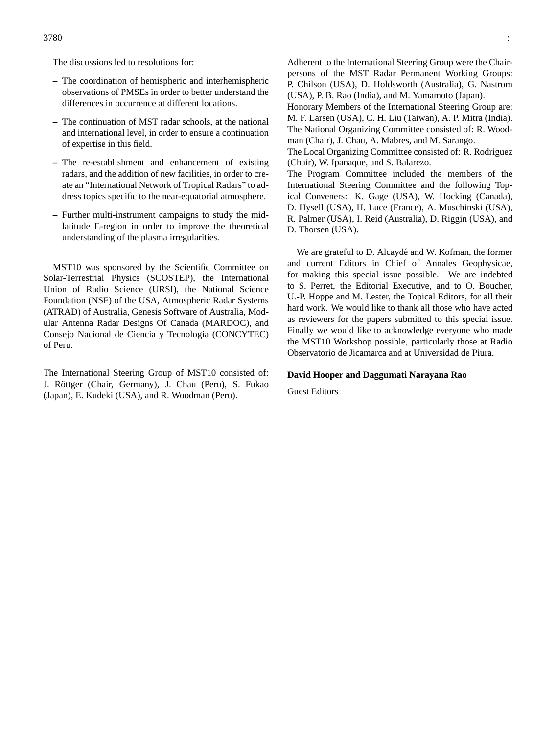The discussions led to resolutions for:

- The coordination of hemispheric and interhemispheric observations of PMSEs in order to better understand the differences in occurrence at different locations.
- The continuation of MST radar schools, at the national and international level, in order to ensure a continuation of expertise in this field.
- The re-establishment and enhancement of existing radars, and the addition of new facilities, in order to create an "International Network of Tropical Radars" to address topics specific to the near-equatorial atmosphere.
- Further multi-instrument campaigns to study the mid-latitude E-region in order to improve the theoretical understanding of the plasma irregularities.

MST10 was sponsored by the Scientific Committee on Solar-Terrestrial Physics (SCOSTEP), the International Union of Radio Science (URSI), the National Science Foundation (NSF) of the USA, Atmospheric Radar Systems (ATRAD) of Australia, Genesis Software of Australia, Modular Antenna Radar Designs Of Canada (MARDOC), and Consejo Nacional de Ciencia y Tecnologia (CONCYTEC) of Peru.

The International Steering Group of MST10 consisted of: J. Röttger (Chair, Germany), J. Chau (Peru), S. Fukao (Japan), E. Kudeki (USA), and R. Woodman (Peru).
Adherent to the International Steering Group were the Chairpersons of the MST Radar Permanent Working Groups: P. Chilson (USA), D. Holdsworth (Australia), G. Nastrom (USA), P. B. Rao (India), and M. Yamamoto (Japan).
Honorary Members of the International Steering Group are: M. F. Larsen (USA), C. H. Liu (Taiwan), A. P. Mitra (India).
The National Organizing Committee consisted of: R. Woodman (Chair), J. Chau, A. Mabres, and M. Sarango.
The Local Organizing Committee consisted of: R. Rodriguez (Chair), W. Ipanaque, and S. Balarezo.
The Program Committee included the members of the International Steering Committee and the following Topical Conveners: K. Gage (USA), W. Hocking (Canada), D. Hysell (USA), H. Luce (France), A. Muschinski (USA), R. Palmer (USA), I. Reid (Australia), D. Riggin (USA), and D. Thorsen (USA).

We are grateful to D. Alcaydé and W. Kofman, the former and current Editors in Chief of Annales Geophysicae, for making this special issue possible. We are indebted to S. Perret, the Editorial Executive, and to O. Boucher, U.-P. Hoppe and M. Lester, the Topical Editors, for all their hard work. We would like to thank all those who have acted as reviewers for the papers submitted to this special issue. Finally we would like to acknowledge everyone who made the MST10 Workshop possible, particularly those at Radio Observatorio de Jicamarca and at Universidad de Piura.

**David Hooper and Daggumati Narayana Rao**

Guest Editors